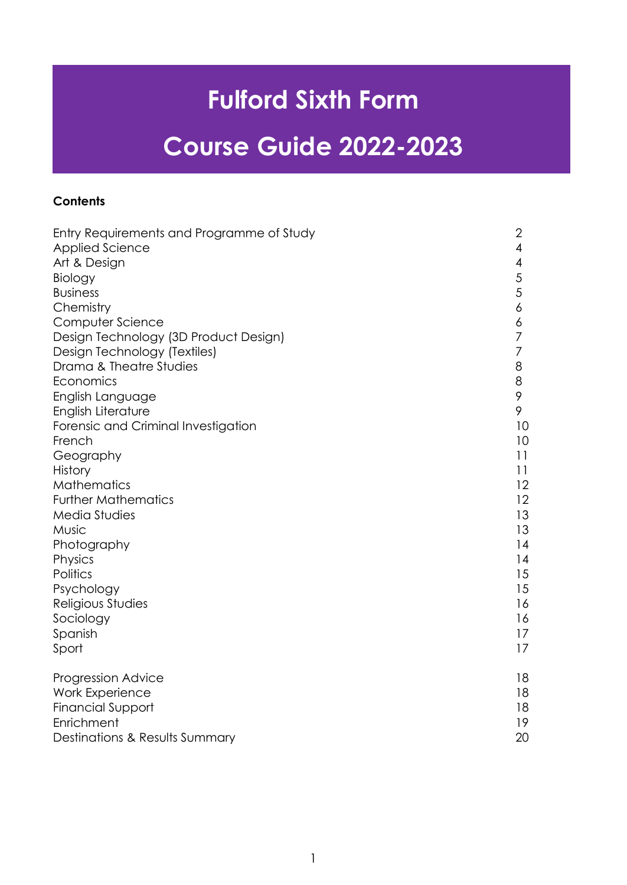# Fulford Sixth Form

# Course Guide 2022-2023

**Contents**

| | |
|---|---|
| Entry Requirements and Programme of Study | 2 |
| Applied Science | 4 |
| Art & Design | 4 |
| Biology | 5 |
| Business | 5 |
| Chemistry | 6 |
| Computer Science | 6 |
| Design Technology (3D Product Design) | 7 |
| Design Technology (Textiles) | 7 |
| Drama & Theatre Studies | 8 |
| Economics | 8 |
| English Language | 9 |
| English Literature | 9 |
| Forensic and Criminal Investigation | 10 |
| French | 10 |
| Geography | 11 |
| History | 11 |
| Mathematics | 12 |
| Further Mathematics | 12 |
| Media Studies | 13 |
| Music | 13 |
| Photography | 14 |
| Physics | 14 |
| Politics | 15 |
| Psychology | 15 |
| Religious Studies | 16 |
| Sociology | 16 |
| Spanish | 17 |
| Sport | 17 |
| | |
| Progression Advice | 18 |
| Work Experience | 18 |
| Financial Support | 18 |
| Enrichment | 19 |
| Destinations & Results Summary | 20 |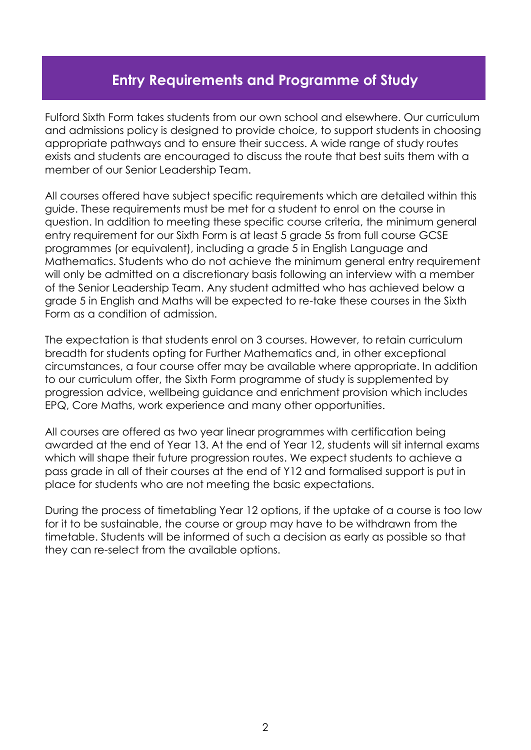## Entry Requirements and Programme of Study

Fulford Sixth Form takes students from our own school and elsewhere. Our curriculum and admissions policy is designed to provide choice, to support students in choosing appropriate pathways and to ensure their success. A wide range of study routes exists and students are encouraged to discuss the route that best suits them with a member of our Senior Leadership Team.

All courses offered have subject specific requirements which are detailed within this guide. These requirements must be met for a student to enrol on the course in question. In addition to meeting these specific course criteria, the minimum general entry requirement for our Sixth Form is at least 5 grade 5s from full course GCSE programmes (or equivalent), including a grade 5 in English Language and Mathematics. Students who do not achieve the minimum general entry requirement will only be admitted on a discretionary basis following an interview with a member of the Senior Leadership Team. Any student admitted who has achieved below a grade 5 in English and Maths will be expected to re-take these courses in the Sixth Form as a condition of admission.

The expectation is that students enrol on 3 courses. However, to retain curriculum breadth for students opting for Further Mathematics and, in other exceptional circumstances, a four course offer may be available where appropriate. In addition to our curriculum offer, the Sixth Form programme of study is supplemented by progression advice, wellbeing guidance and enrichment provision which includes EPQ, Core Maths, work experience and many other opportunities.

All courses are offered as two year linear programmes with certification being awarded at the end of Year 13. At the end of Year 12, students will sit internal exams which will shape their future progression routes. We expect students to achieve a pass grade in all of their courses at the end of Y12 and formalised support is put in place for students who are not meeting the basic expectations.

During the process of timetabling Year 12 options, if the uptake of a course is too low for it to be sustainable, the course or group may have to be withdrawn from the timetable. Students will be informed of such a decision as early as possible so that they can re-select from the available options.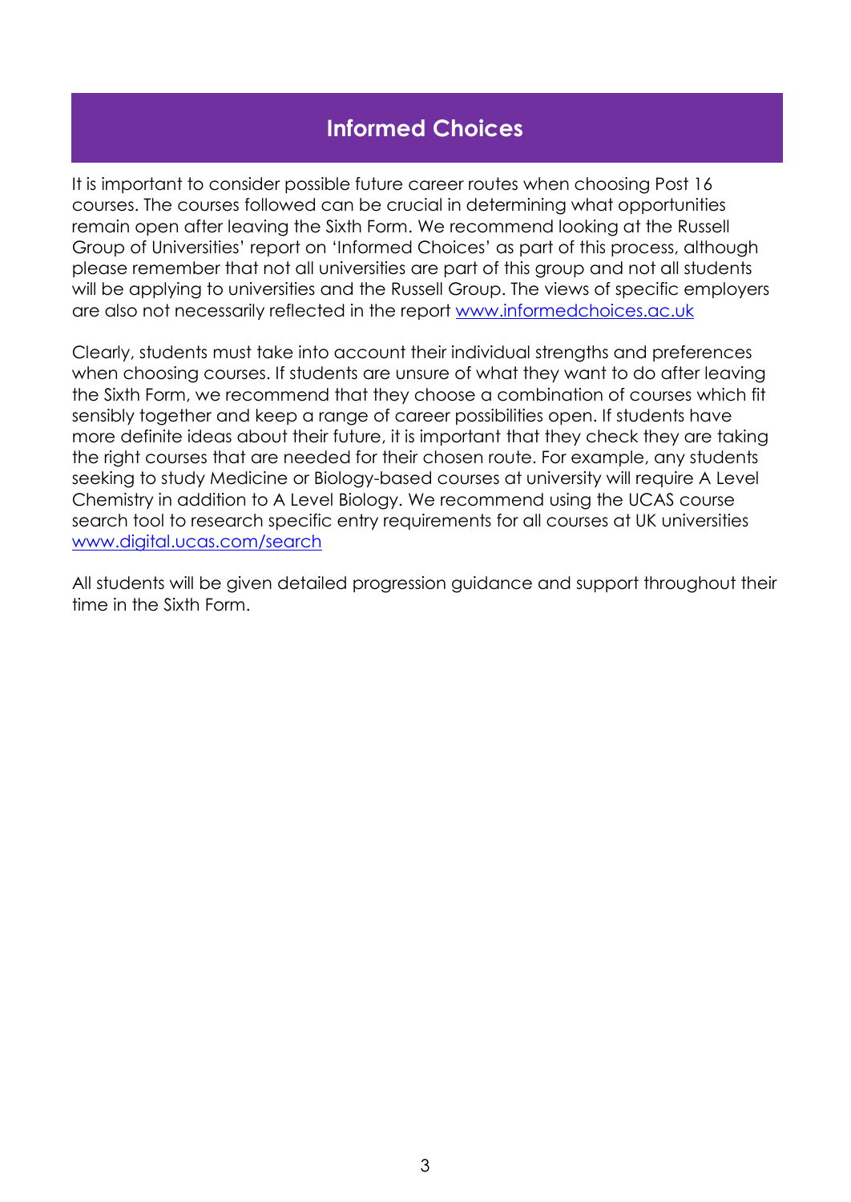# Informed Choices

It is important to consider possible future career routes when choosing Post 16 courses. The courses followed can be crucial in determining what opportunities remain open after leaving the Sixth Form. We recommend looking at the Russell Group of Universities' report on 'Informed Choices' as part of this process, although please remember that not all universities are part of this group and not all students will be applying to universities and the Russell Group. The views of specific employers are also not necessarily reflected in the report www.informedchoices.ac.uk

Clearly, students must take into account their individual strengths and preferences when choosing courses. If students are unsure of what they want to do after leaving the Sixth Form, we recommend that they choose a combination of courses which fit sensibly together and keep a range of career possibilities open. If students have more definite ideas about their future, it is important that they check they are taking the right courses that are needed for their chosen route. For example, any students seeking to study Medicine or Biology-based courses at university will require A Level Chemistry in addition to A Level Biology. We recommend using the UCAS course search tool to research specific entry requirements for all courses at UK universities www.digital.ucas.com/search

All students will be given detailed progression guidance and support throughout their time in the Sixth Form.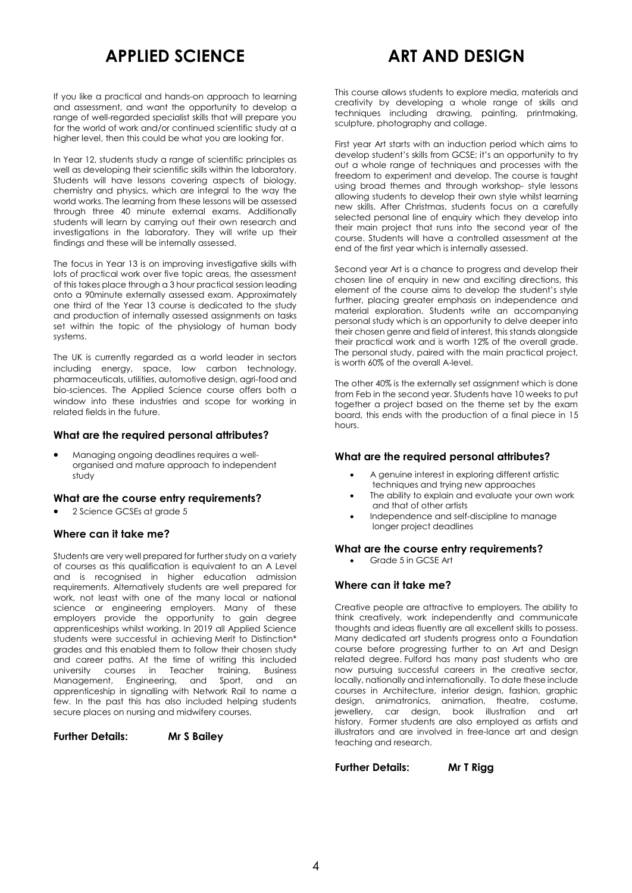# APPLIED SCIENCE

If you like a practical and hands-on approach to learning and assessment, and want the opportunity to develop a range of well-regarded specialist skills that will prepare you for the world of work and/or continued scientific study at a higher level, then this could be what you are looking for.

In Year 12, students study a range of scientific principles as well as developing their scientific skills within the laboratory. Students will have lessons covering aspects of biology, chemistry and physics, which are integral to the way the world works. The learning from these lessons will be assessed through three 40 minute external exams. Additionally students will learn by carrying out their own research and investigations in the laboratory. They will write up their findings and these will be internally assessed.

The focus in Year 13 is on improving investigative skills with lots of practical work over five topic areas, the assessment of this takes place through a 3 hour practical session leading onto a 90minute externally assessed exam. Approximately one third of the Year 13 course is dedicated to the study and production of internally assessed assignments on tasks set within the topic of the physiology of human body systems.

The UK is currently regarded as a world leader in sectors including energy, space, low carbon technology, pharmaceuticals, utilities, automotive design, agri-food and bio-sciences. The Applied Science course offers both a window into these industries and scope for working in related fields in the future.

### What are the required personal attributes?

- Managing ongoing deadlines requires a well-organised and mature approach to independent study

### What are the course entry requirements?

- 2 Science GCSEs at grade 5

### Where can it take me?

Students are very well prepared for further study on a variety of courses as this qualification is equivalent to an A Level and is recognised in higher education admission requirements. Alternatively students are well prepared for work, not least with one of the many local or national science or engineering employers. Many of these employers provide the opportunity to gain degree apprenticeships whilst working. In 2019 all Applied Science students were successful in achieving Merit to Distinction* grades and this enabled them to follow their chosen study and career paths. At the time of writing this included university courses in Teacher training, Business Management, Engineering, and Sport, and an apprenticeship in signalling with Network Rail to name a few. In the past this has also included helping students secure places on nursing and midwifery courses.

**Further Details: Mr S Bailey**

# ART AND DESIGN

This course allows students to explore media, materials and creativity by developing a whole range of skills and techniques including drawing, painting, printmaking, sculpture, photography and collage.

First year Art starts with an induction period which aims to develop student's skills from GCSE; it's an opportunity to try out a whole range of techniques and processes with the freedom to experiment and develop. The course is taught using broad themes and through workshop- style lessons allowing students to develop their own style whilst learning new skills. After Christmas, students focus on a carefully selected personal line of enquiry which they develop into their main project that runs into the second year of the course. Students will have a controlled assessment at the end of the first year which is internally assessed.

Second year Art is a chance to progress and develop their chosen line of enquiry in new and exciting directions, this element of the course aims to develop the student's style further, placing greater emphasis on independence and material exploration. Students write an accompanying personal study which is an opportunity to delve deeper into their chosen genre and field of interest, this stands alongside their practical work and is worth 12% of the overall grade. The personal study, paired with the main practical project, is worth 60% of the overall A-level.

The other 40% is the externally set assignment which is done from Feb in the second year. Students have 10 weeks to put together a project based on the theme set by the exam board, this ends with the production of a final piece in 15 hours.

### What are the required personal attributes?

- A genuine interest in exploring different artistic techniques and trying new approaches
- The ability to explain and evaluate your own work and that of other artists
- Independence and self-discipline to manage longer project deadlines

### What are the course entry requirements?

- Grade 5 in GCSE Art

### Where can it take me?

Creative people are attractive to employers. The ability to think creatively, work independently and communicate thoughts and ideas fluently are all excellent skills to possess. Many dedicated art students progress onto a Foundation course before progressing further to an Art and Design related degree. Fulford has many past students who are now pursuing successful careers in the creative sector, locally, nationally and internationally. To date these include courses in Architecture, interior design, fashion, graphic design, animatronics, animation, theatre, costume, jewellery, car design, book illustration and art history. Former students are also employed as artists and illustrators and are involved in free-lance art and design teaching and research.

**Further Details: Mr T Rigg**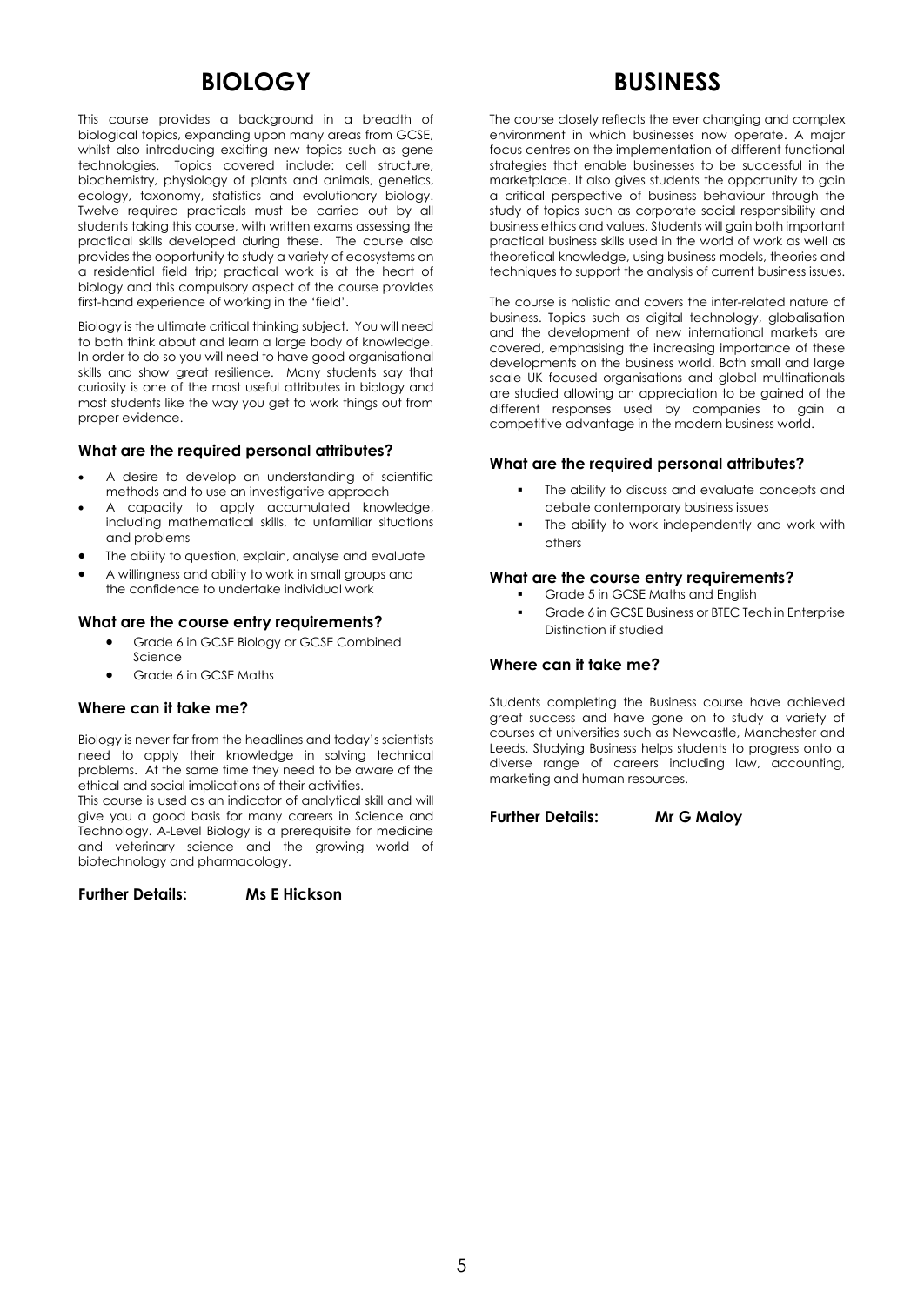# BIOLOGY

This course provides a background in a breadth of biological topics, expanding upon many areas from GCSE, whilst also introducing exciting new topics such as gene technologies. Topics covered include: cell structure, biochemistry, physiology of plants and animals, genetics, ecology, taxonomy, statistics and evolutionary biology. Twelve required practicals must be carried out by all students taking this course, with written exams assessing the practical skills developed during these. The course also provides the opportunity to study a variety of ecosystems on a residential field trip; practical work is at the heart of biology and this compulsory aspect of the course provides first-hand experience of working in the 'field'.

Biology is the ultimate critical thinking subject. You will need to both think about and learn a large body of knowledge. In order to do so you will need to have good organisational skills and show great resilience. Many students say that curiosity is one of the most useful attributes in biology and most students like the way you get to work things out from proper evidence.

### What are the required personal attributes?

- A desire to develop an understanding of scientific methods and to use an investigative approach
- A capacity to apply accumulated knowledge, including mathematical skills, to unfamiliar situations and problems
- The ability to question, explain, analyse and evaluate
- A willingness and ability to work in small groups and the confidence to undertake individual work

### What are the course entry requirements?

- Grade 6 in GCSE Biology or GCSE Combined Science
- Grade 6 in GCSE Maths

### Where can it take me?

Biology is never far from the headlines and today's scientists need to apply their knowledge in solving technical problems. At the same time they need to be aware of the ethical and social implications of their activities.
This course is used as an indicator of analytical skill and will give you a good basis for many careers in Science and Technology. A-Level Biology is a prerequisite for medicine and veterinary science and the growing world of biotechnology and pharmacology.

**Further Details: Ms E Hickson**

# BUSINESS

The course closely reflects the ever changing and complex environment in which businesses now operate. A major focus centres on the implementation of different functional strategies that enable businesses to be successful in the marketplace. It also gives students the opportunity to gain a critical perspective of business behaviour through the study of topics such as corporate social responsibility and business ethics and values. Students will gain both important practical business skills used in the world of work as well as theoretical knowledge, using business models, theories and techniques to support the analysis of current business issues.

The course is holistic and covers the inter-related nature of business. Topics such as digital technology, globalisation and the development of new international markets are covered, emphasising the increasing importance of these developments on the business world. Both small and large scale UK focused organisations and global multinationals are studied allowing an appreciation to be gained of the different responses used by companies to gain a competitive advantage in the modern business world.

### What are the required personal attributes?

- The ability to discuss and evaluate concepts and debate contemporary business issues
- The ability to work independently and work with others

### What are the course entry requirements?

- Grade 5 in GCSE Maths and English
- Grade 6 in GCSE Business or BTEC Tech in Enterprise Distinction if studied

### Where can it take me?

Students completing the Business course have achieved great success and have gone on to study a variety of courses at universities such as Newcastle, Manchester and Leeds. Studying Business helps students to progress onto a diverse range of careers including law, accounting, marketing and human resources.

**Further Details: Mr G Maloy**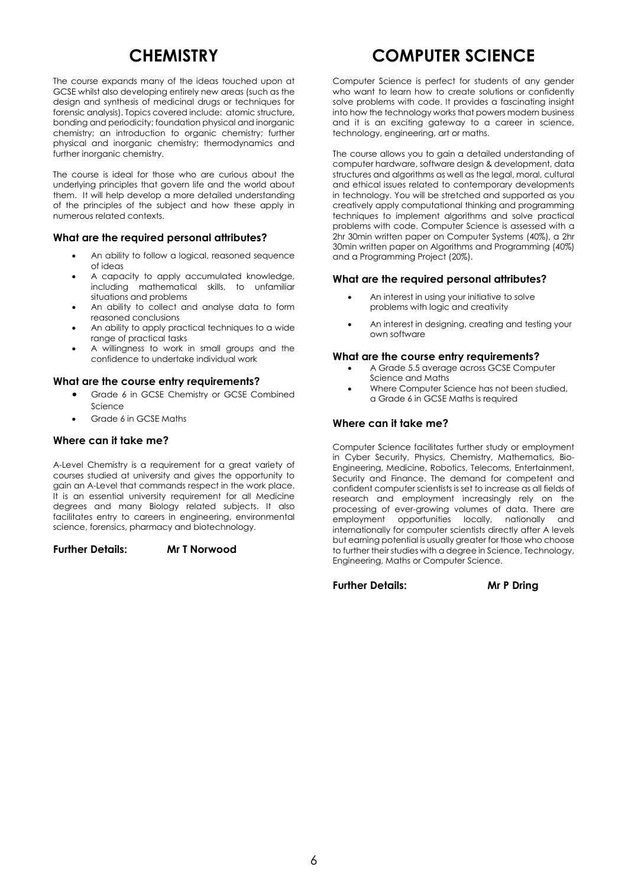# CHEMISTRY

The course expands many of the ideas touched upon at GCSE whilst also developing entirely new areas (such as the design and synthesis of medicinal drugs or techniques for forensic analysis). Topics covered include: atomic structure, bonding and periodicity; foundation physical and inorganic chemistry; an introduction to organic chemistry; further physical and inorganic chemistry; thermodynamics and further inorganic chemistry.

The course is ideal for those who are curious about the underlying principles that govern life and the world about them. It will help develop a more detailed understanding of the principles of the subject and how these apply in numerous related contexts.

### What are the required personal attributes?

- An ability to follow a logical, reasoned sequence of ideas
- A capacity to apply accumulated knowledge, including mathematical skills, to unfamiliar situations and problems
- An ability to collect and analyse data to form reasoned conclusions
- An ability to apply practical techniques to a wide range of practical tasks
- A willingness to work in small groups and the confidence to undertake individual work

### What are the course entry requirements?

- Grade 6 in GCSE Chemistry or GCSE Combined Science
- Grade 6 in GCSE Maths

### Where can it take me?

A-Level Chemistry is a requirement for a great variety of courses studied at university and gives the opportunity to gain an A-Level that commands respect in the work place. It is an essential university requirement for all Medicine degrees and many Biology related subjects. It also facilitates entry to careers in engineering, environmental science, forensics, pharmacy and biotechnology.

**Further Details: Mr T Norwood**

# COMPUTER SCIENCE

Computer Science is perfect for students of any gender who want to learn how to create solutions or confidently solve problems with code. It provides a fascinating insight into how the technology works that powers modern business and it is an exciting gateway to a career in science, technology, engineering, art or maths.

The course allows you to gain a detailed understanding of computer hardware, software design & development, data structures and algorithms as well as the legal, moral, cultural and ethical issues related to contemporary developments in technology. You will be stretched and supported as you creatively apply computational thinking and programming techniques to implement algorithms and solve practical problems with code. Computer Science is assessed with a 2hr 30min written paper on Computer Systems (40%), a 2hr 30min written paper on Algorithms and Programming (40%) and a Programming Project (20%).

### What are the required personal attributes?

- An interest in using your initiative to solve problems with logic and creativity
- An interest in designing, creating and testing your own software

### What are the course entry requirements?

- A Grade 5.5 average across GCSE Computer Science and Maths
- Where Computer Science has not been studied, a Grade 6 in GCSE Maths is required

### Where can it take me?

Computer Science facilitates further study or employment in Cyber Security, Physics, Chemistry, Mathematics, Bio-Engineering, Medicine, Robotics, Telecoms, Entertainment, Security and Finance. The demand for competent and confident computer scientists is set to increase as all fields of research and employment increasingly rely on the processing of ever-growing volumes of data. There are employment opportunities locally, nationally and internationally for computer scientists directly after A levels but earning potential is usually greater for those who choose to further their studies with a degree in Science, Technology, Engineering, Maths or Computer Science.

**Further Details: Mr P Dring**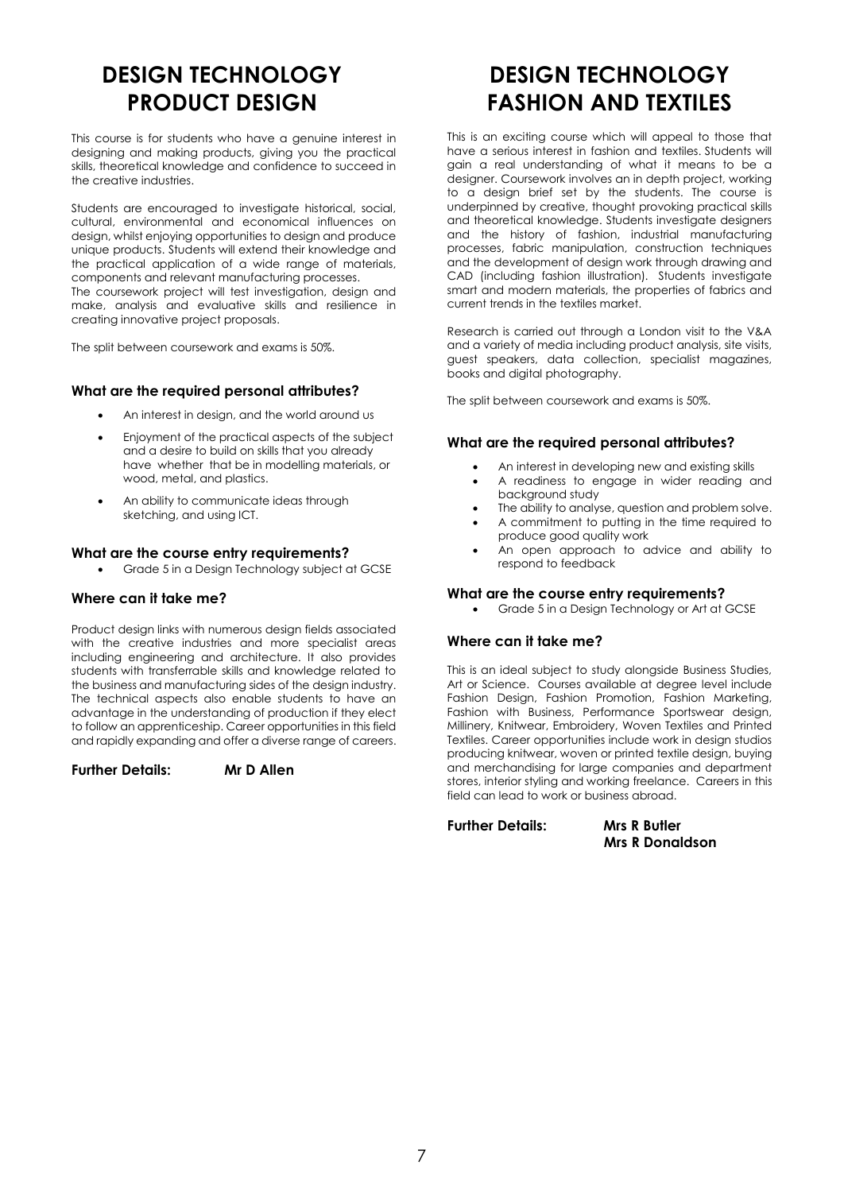# DESIGN TECHNOLOGY PRODUCT DESIGN

This course is for students who have a genuine interest in designing and making products, giving you the practical skills, theoretical knowledge and confidence to succeed in the creative industries.

Students are encouraged to investigate historical, social, cultural, environmental and economical influences on design, whilst enjoying opportunities to design and produce unique products. Students will extend their knowledge and the practical application of a wide range of materials, components and relevant manufacturing processes.
The coursework project will test investigation, design and make, analysis and evaluative skills and resilience in creating innovative project proposals.

The split between coursework and exams is 50%.

### What are the required personal attributes?

- An interest in design, and the world around us
- Enjoyment of the practical aspects of the subject and a desire to build on skills that you already have whether that be in modelling materials, or wood, metal, and plastics.
- An ability to communicate ideas through sketching, and using ICT.

### What are the course entry requirements?

- Grade 5 in a Design Technology subject at GCSE

### Where can it take me?

Product design links with numerous design fields associated with the creative industries and more specialist areas including engineering and architecture. It also provides students with transferrable skills and knowledge related to the business and manufacturing sides of the design industry. The technical aspects also enable students to have an advantage in the understanding of production if they elect to follow an apprenticeship. Career opportunities in this field and rapidly expanding and offer a diverse range of careers.

**Further Details:** **Mr D Allen**

# DESIGN TECHNOLOGY FASHION AND TEXTILES

This is an exciting course which will appeal to those that have a serious interest in fashion and textiles. Students will gain a real understanding of what it means to be a designer. Coursework involves an in depth project, working to a design brief set by the students. The course is underpinned by creative, thought provoking practical skills and theoretical knowledge. Students investigate designers and the history of fashion, industrial manufacturing processes, fabric manipulation, construction techniques and the development of design work through drawing and CAD (including fashion illustration). Students investigate smart and modern materials, the properties of fabrics and current trends in the textiles market.

Research is carried out through a London visit to the V&A and a variety of media including product analysis, site visits, guest speakers, data collection, specialist magazines, books and digital photography.

The split between coursework and exams is 50%.

### What are the required personal attributes?

- An interest in developing new and existing skills
- A readiness to engage in wider reading and background study
- The ability to analyse, question and problem solve.
- A commitment to putting in the time required to produce good quality work
- An open approach to advice and ability to respond to feedback

### What are the course entry requirements?

- Grade 5 in a Design Technology or Art at GCSE

### Where can it take me?

This is an ideal subject to study alongside Business Studies, Art or Science. Courses available at degree level include Fashion Design, Fashion Promotion, Fashion Marketing, Fashion with Business, Performance Sportswear design, Millinery, Knitwear, Embroidery, Woven Textiles and Printed Textiles. Career opportunities include work in design studios producing knitwear, woven or printed textile design, buying and merchandising for large companies and department stores, interior styling and working freelance. Careers in this field can lead to work or business abroad.

**Further Details:** **Mrs R Butler**
**Mrs R Donaldson**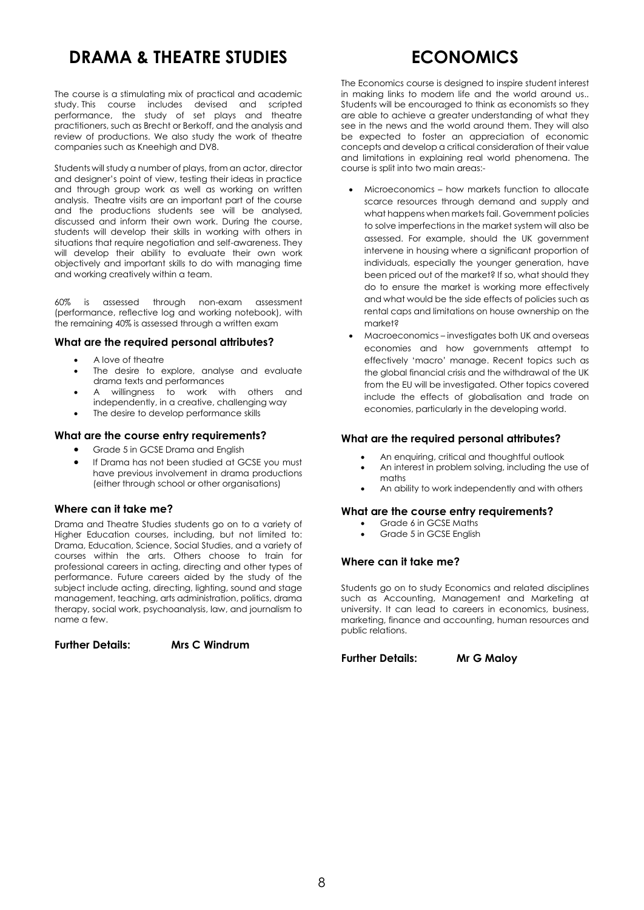# DRAMA & THEATRE STUDIES

The course is a stimulating mix of practical and academic study. This course includes devised and scripted performance, the study of set plays and theatre practitioners, such as Brecht or Berkoff, and the analysis and review of productions. We also study the work of theatre companies such as Kneehigh and DV8.

Students will study a number of plays, from an actor, director and designer's point of view, testing their ideas in practice and through group work as well as working on written analysis. Theatre visits are an important part of the course and the productions students see will be analysed, discussed and inform their own work. During the course, students will develop their skills in working with others in situations that require negotiation and self-awareness. They will develop their ability to evaluate their own work objectively and important skills to do with managing time and working creatively within a team.

60% is assessed through non-exam assessment (performance, reflective log and working notebook), with the remaining 40% is assessed through a written exam

### What are the required personal attributes?

- A love of theatre
- The desire to explore, analyse and evaluate drama texts and performances
- A willingness to work with others and independently, in a creative, challenging way
- The desire to develop performance skills

### What are the course entry requirements?

- Grade 5 in GCSE Drama and English
- If Drama has not been studied at GCSE you must have previous involvement in drama productions (either through school or other organisations)

### Where can it take me?

Drama and Theatre Studies students go on to a variety of Higher Education courses, including, but not limited to: Drama, Education, Science, Social Studies, and a variety of courses within the arts. Others choose to train for professional careers in acting, directing and other types of performance. Future careers aided by the study of the subject include acting, directing, lighting, sound and stage management, teaching, arts administration, politics, drama therapy, social work, psychoanalysis, law, and journalism to name a few.

**Further Details:** **Mrs C Windrum**

# ECONOMICS

The Economics course is designed to inspire student interest in making links to modern life and the world around us.. Students will be encouraged to think as economists so they are able to achieve a greater understanding of what they see in the news and the world around them. They will also be expected to foster an appreciation of economic concepts and develop a critical consideration of their value and limitations in explaining real world phenomena. The course is split into two main areas:-

- Microeconomics – how markets function to allocate scarce resources through demand and supply and what happens when markets fail. Government policies to solve imperfections in the market system will also be assessed. For example, should the UK government intervene in housing where a significant proportion of individuals, especially the younger generation, have been priced out of the market? If so, what should they do to ensure the market is working more effectively and what would be the side effects of policies such as rental caps and limitations on house ownership on the market?
- Macroeconomics – investigates both UK and overseas economies and how governments attempt to effectively 'macro' manage. Recent topics such as the global financial crisis and the withdrawal of the UK from the EU will be investigated. Other topics covered include the effects of globalisation and trade on economies, particularly in the developing world.

### What are the required personal attributes?

- An enquiring, critical and thoughtful outlook
- An interest in problem solving, including the use of maths
- An ability to work independently and with others

### What are the course entry requirements?

- Grade 6 in GCSE Maths
- Grade 5 in GCSE English

### Where can it take me?

Students go on to study Economics and related disciplines such as Accounting, Management and Marketing at university. It can lead to careers in economics, business, marketing, finance and accounting, human resources and public relations.

**Further Details:** **Mr G Maloy**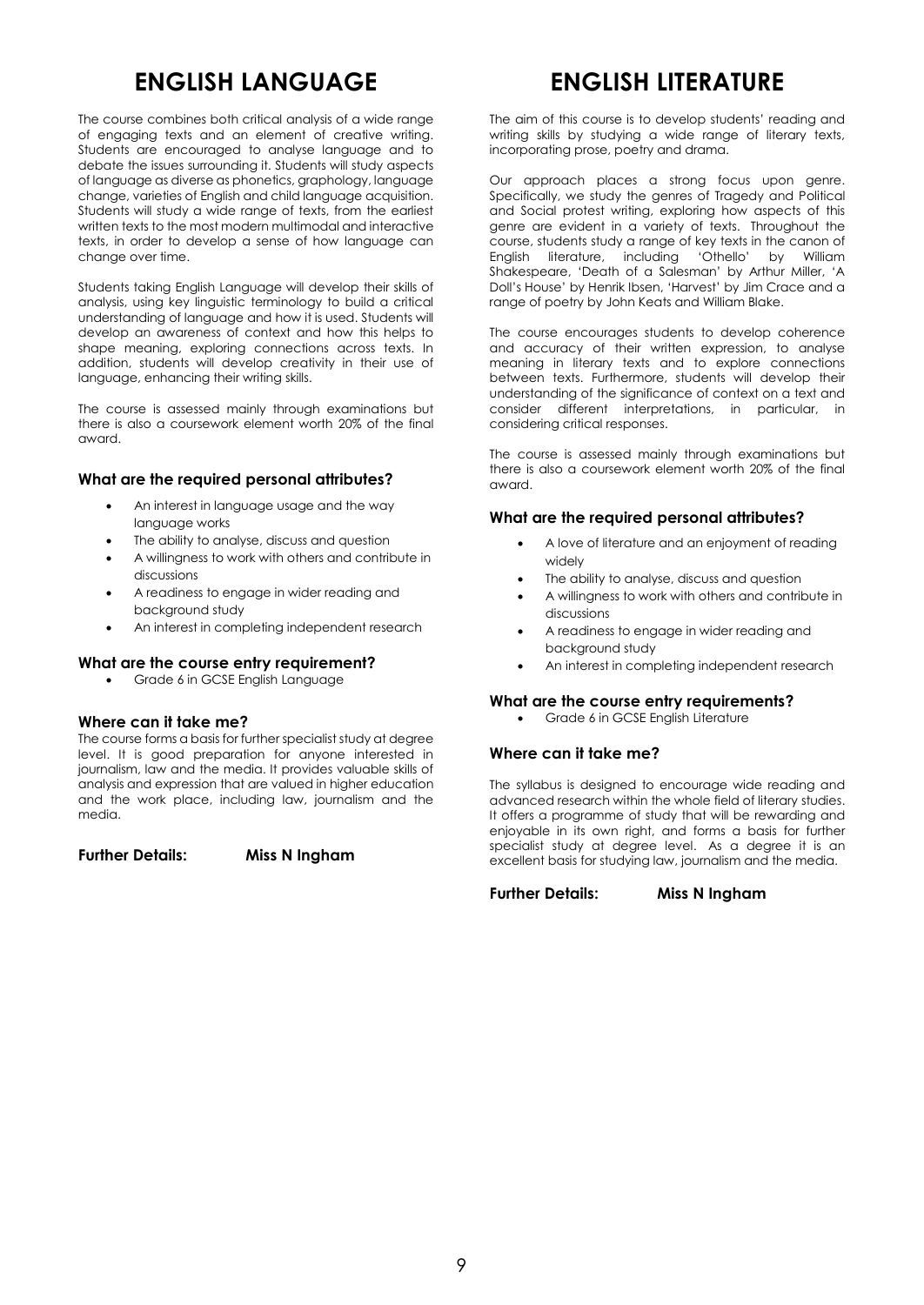# ENGLISH LANGUAGE

The course combines both critical analysis of a wide range of engaging texts and an element of creative writing. Students are encouraged to analyse language and to debate the issues surrounding it. Students will study aspects of language as diverse as phonetics, graphology, language change, varieties of English and child language acquisition. Students will study a wide range of texts, from the earliest written texts to the most modern multimodal and interactive texts, in order to develop a sense of how language can change over time.

Students taking English Language will develop their skills of analysis, using key linguistic terminology to build a critical understanding of language and how it is used. Students will develop an awareness of context and how this helps to shape meaning, exploring connections across texts. In addition, students will develop creativity in their use of language, enhancing their writing skills.

The course is assessed mainly through examinations but there is also a coursework element worth 20% of the final award.

### What are the required personal attributes?

- An interest in language usage and the way language works
- The ability to analyse, discuss and question
- A willingness to work with others and contribute in discussions
- A readiness to engage in wider reading and background study
- An interest in completing independent research

### What are the course entry requirement?

- Grade 6 in GCSE English Language

### Where can it take me?

The course forms a basis for further specialist study at degree level. It is good preparation for anyone interested in journalism, law and the media. It provides valuable skills of analysis and expression that are valued in higher education and the work place, including law, journalism and the media.

**Further Details: Miss N Ingham**

# ENGLISH LITERATURE

The aim of this course is to develop students' reading and writing skills by studying a wide range of literary texts, incorporating prose, poetry and drama.

Our approach places a strong focus upon genre. Specifically, we study the genres of Tragedy and Political and Social protest writing, exploring how aspects of this genre are evident in a variety of texts. Throughout the course, students study a range of key texts in the canon of English literature, including 'Othello' by William Shakespeare, 'Death of a Salesman' by Arthur Miller, 'A Doll's House' by Henrik Ibsen, 'Harvest' by Jim Crace and a range of poetry by John Keats and William Blake.

The course encourages students to develop coherence and accuracy of their written expression, to analyse meaning in literary texts and to explore connections between texts. Furthermore, students will develop their understanding of the significance of context on a text and consider different interpretations, in particular, in considering critical responses.

The course is assessed mainly through examinations but there is also a coursework element worth 20% of the final award.

### What are the required personal attributes?

- A love of literature and an enjoyment of reading widely
- The ability to analyse, discuss and question
- A willingness to work with others and contribute in discussions
- A readiness to engage in wider reading and background study
- An interest in completing independent research

### What are the course entry requirements?

- Grade 6 in GCSE English Literature

### Where can it take me?

The syllabus is designed to encourage wide reading and advanced research within the whole field of literary studies. It offers a programme of study that will be rewarding and enjoyable in its own right, and forms a basis for further specialist study at degree level. As a degree it is an excellent basis for studying law, journalism and the media.

**Further Details: Miss N Ingham**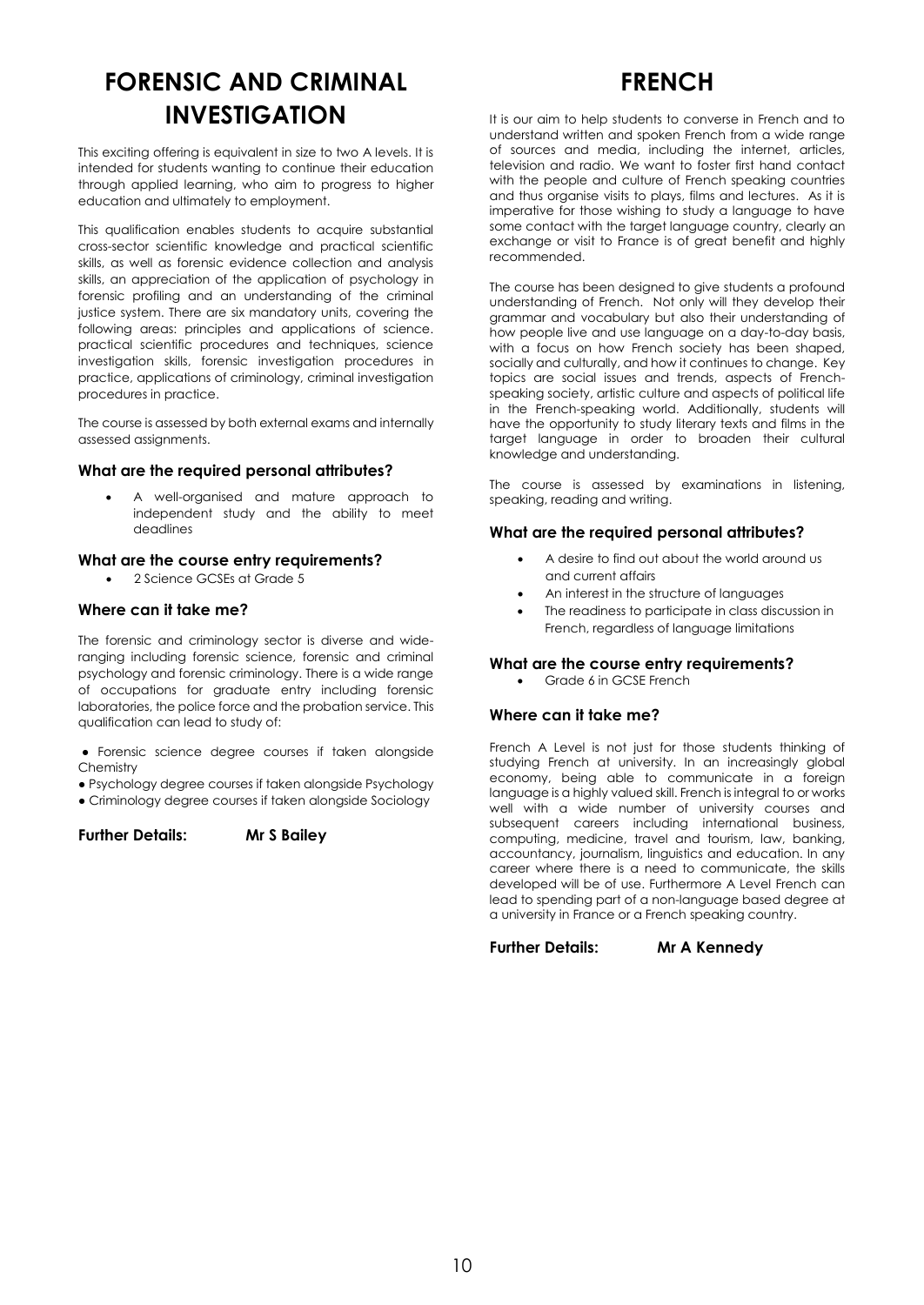# FORENSIC AND CRIMINAL INVESTIGATION

This exciting offering is equivalent in size to two A levels. It is intended for students wanting to continue their education through applied learning, who aim to progress to higher education and ultimately to employment.

This qualification enables students to acquire substantial cross-sector scientific knowledge and practical scientific skills, as well as forensic evidence collection and analysis skills, an appreciation of the application of psychology in forensic profiling and an understanding of the criminal justice system. There are six mandatory units, covering the following areas: principles and applications of science. practical scientific procedures and techniques, science investigation skills, forensic investigation procedures in practice, applications of criminology, criminal investigation procedures in practice.

The course is assessed by both external exams and internally assessed assignments.

### What are the required personal attributes?

- A well-organised and mature approach to independent study and the ability to meet deadlines

### What are the course entry requirements?

- 2 Science GCSEs at Grade 5

### Where can it take me?

The forensic and criminology sector is diverse and wide-ranging including forensic science, forensic and criminal psychology and forensic criminology. There is a wide range of occupations for graduate entry including forensic laboratories, the police force and the probation service. This qualification can lead to study of:

- Forensic science degree courses if taken alongside Chemistry
- Psychology degree courses if taken alongside Psychology
- Criminology degree courses if taken alongside Sociology

**Further Details:** **Mr S Bailey**

# FRENCH

It is our aim to help students to converse in French and to understand written and spoken French from a wide range of sources and media, including the internet, articles, television and radio. We want to foster first hand contact with the people and culture of French speaking countries and thus organise visits to plays, films and lectures. As it is imperative for those wishing to study a language to have some contact with the target language country, clearly an exchange or visit to France is of great benefit and highly recommended.

The course has been designed to give students a profound understanding of French. Not only will they develop their grammar and vocabulary but also their understanding of how people live and use language on a day-to-day basis, with a focus on how French society has been shaped, socially and culturally, and how it continues to change. Key topics are social issues and trends, aspects of French-speaking society, artistic culture and aspects of political life in the French-speaking world. Additionally, students will have the opportunity to study literary texts and films in the target language in order to broaden their cultural knowledge and understanding.

The course is assessed by examinations in listening, speaking, reading and writing.

### What are the required personal attributes?

- A desire to find out about the world around us and current affairs
- An interest in the structure of languages
- The readiness to participate in class discussion in French, regardless of language limitations

### What are the course entry requirements?

- Grade 6 in GCSE French

### Where can it take me?

French A Level is not just for those students thinking of studying French at university. In an increasingly global economy, being able to communicate in a foreign language is a highly valued skill. French is integral to or works well with a wide number of university courses and subsequent careers including international business, computing, medicine, travel and tourism, law, banking, accountancy, journalism, linguistics and education. In any career where there is a need to communicate, the skills developed will be of use. Furthermore A Level French can lead to spending part of a non-language based degree at a university in France or a French speaking country.

**Further Details:** **Mr A Kennedy**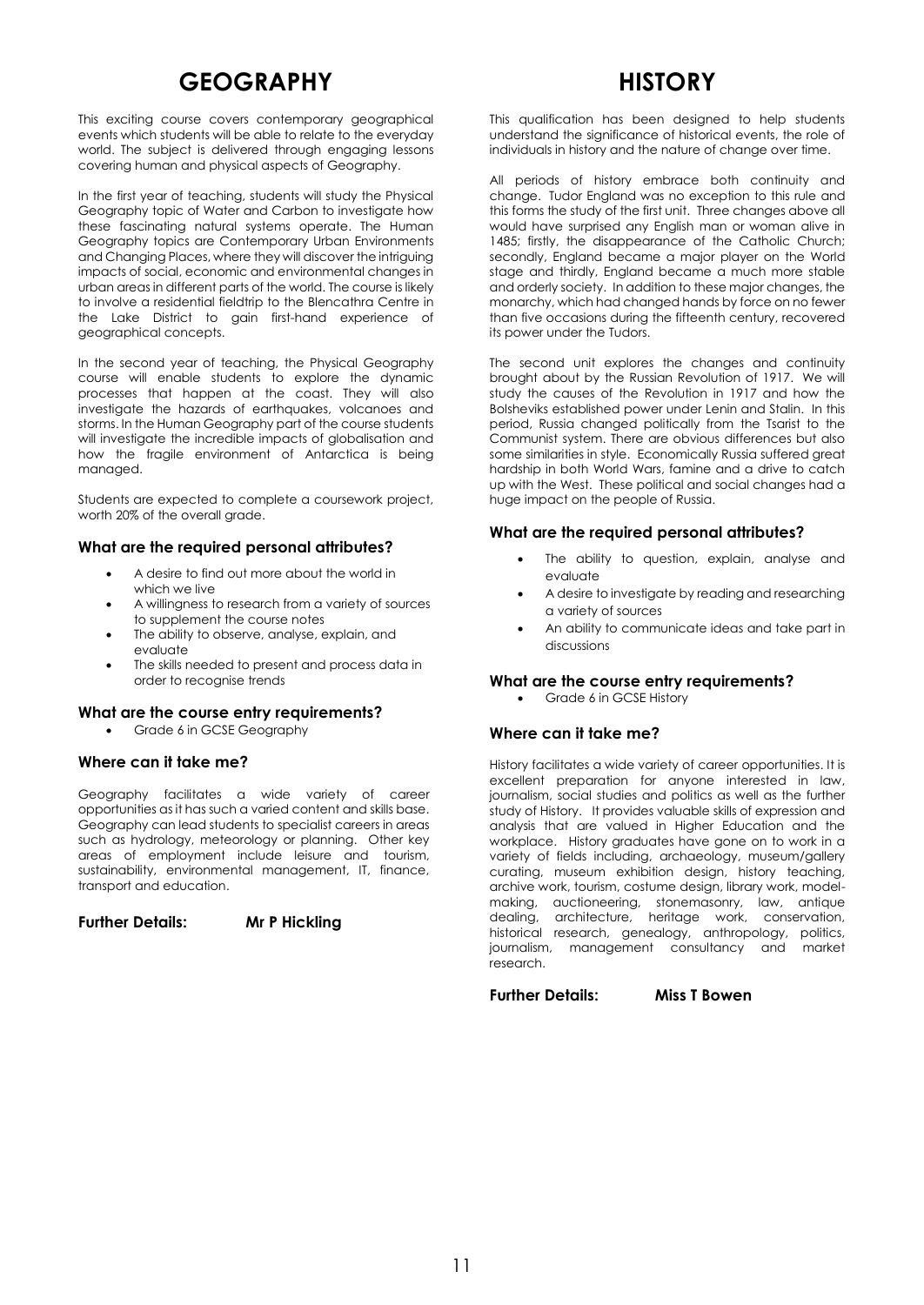# GEOGRAPHY

This exciting course covers contemporary geographical events which students will be able to relate to the everyday world. The subject is delivered through engaging lessons covering human and physical aspects of Geography.

In the first year of teaching, students will study the Physical Geography topic of Water and Carbon to investigate how these fascinating natural systems operate. The Human Geography topics are Contemporary Urban Environments and Changing Places, where they will discover the intriguing impacts of social, economic and environmental changes in urban areas in different parts of the world. The course is likely to involve a residential fieldtrip to the Blencathra Centre in the Lake District to gain first-hand experience of geographical concepts.

In the second year of teaching, the Physical Geography course will enable students to explore the dynamic processes that happen at the coast. They will also investigate the hazards of earthquakes, volcanoes and storms. In the Human Geography part of the course students will investigate the incredible impacts of globalisation and how the fragile environment of Antarctica is being managed.

Students are expected to complete a coursework project, worth 20% of the overall grade.

### What are the required personal attributes?

- A desire to find out more about the world in which we live
- A willingness to research from a variety of sources to supplement the course notes
- The ability to observe, analyse, explain, and evaluate
- The skills needed to present and process data in order to recognise trends

### What are the course entry requirements?

- Grade 6 in GCSE Geography

### Where can it take me?

Geography facilitates a wide variety of career opportunities as it has such a varied content and skills base. Geography can lead students to specialist careers in areas such as hydrology, meteorology or planning. Other key areas of employment include leisure and tourism, sustainability, environmental management, IT, finance, transport and education.

**Further Details: Mr P Hickling**

# HISTORY

This qualification has been designed to help students understand the significance of historical events, the role of individuals in history and the nature of change over time.

All periods of history embrace both continuity and change. Tudor England was no exception to this rule and this forms the study of the first unit. Three changes above all would have surprised any English man or woman alive in 1485; firstly, the disappearance of the Catholic Church; secondly, England became a major player on the World stage and thirdly, England became a much more stable and orderly society. In addition to these major changes, the monarchy, which had changed hands by force on no fewer than five occasions during the fifteenth century, recovered its power under the Tudors.

The second unit explores the changes and continuity brought about by the Russian Revolution of 1917. We will study the causes of the Revolution in 1917 and how the Bolsheviks established power under Lenin and Stalin. In this period, Russia changed politically from the Tsarist to the Communist system. There are obvious differences but also some similarities in style. Economically Russia suffered great hardship in both World Wars, famine and a drive to catch up with the West. These political and social changes had a huge impact on the people of Russia.

### What are the required personal attributes?

- The ability to question, explain, analyse and evaluate
- A desire to investigate by reading and researching a variety of sources
- An ability to communicate ideas and take part in discussions

### What are the course entry requirements?

- Grade 6 in GCSE History

### Where can it take me?

History facilitates a wide variety of career opportunities. It is excellent preparation for anyone interested in law, journalism, social studies and politics as well as the further study of History. It provides valuable skills of expression and analysis that are valued in Higher Education and the workplace. History graduates have gone on to work in a variety of fields including, archaeology, museum/gallery curating, museum exhibition design, history teaching, archive work, tourism, costume design, library work, model-making, auctioneering, stonemasonry, law, antique dealing, architecture, heritage work, conservation, historical research, genealogy, anthropology, politics, journalism, management consultancy and market research.

**Further Details: Miss T Bowen**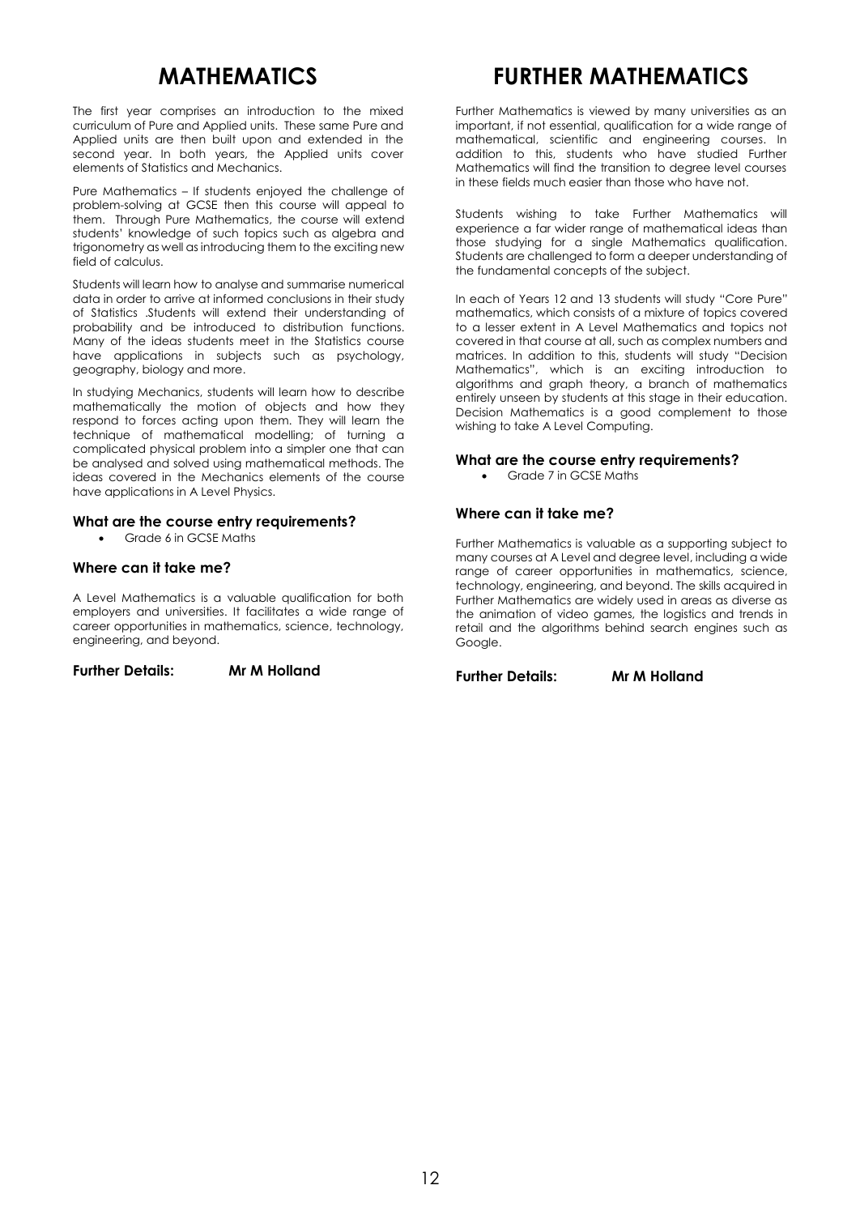# MATHEMATICS

The first year comprises an introduction to the mixed curriculum of Pure and Applied units. These same Pure and Applied units are then built upon and extended in the second year. In both years, the Applied units cover elements of Statistics and Mechanics.

Pure Mathematics – If students enjoyed the challenge of problem-solving at GCSE then this course will appeal to them. Through Pure Mathematics, the course will extend students' knowledge of such topics such as algebra and trigonometry as well as introducing them to the exciting new field of calculus.

Students will learn how to analyse and summarise numerical data in order to arrive at informed conclusions in their study of Statistics .Students will extend their understanding of probability and be introduced to distribution functions. Many of the ideas students meet in the Statistics course have applications in subjects such as psychology, geography, biology and more.

In studying Mechanics, students will learn how to describe mathematically the motion of objects and how they respond to forces acting upon them. They will learn the technique of mathematical modelling; of turning a complicated physical problem into a simpler one that can be analysed and solved using mathematical methods. The ideas covered in the Mechanics elements of the course have applications in A Level Physics.

### What are the course entry requirements?

- Grade 6 in GCSE Maths

### Where can it take me?

A Level Mathematics is a valuable qualification for both employers and universities. It facilitates a wide range of career opportunities in mathematics, science, technology, engineering, and beyond.

**Further Details: Mr M Holland**

# FURTHER MATHEMATICS

Further Mathematics is viewed by many universities as an important, if not essential, qualification for a wide range of mathematical, scientific and engineering courses. In addition to this, students who have studied Further Mathematics will find the transition to degree level courses in these fields much easier than those who have not.

Students wishing to take Further Mathematics will experience a far wider range of mathematical ideas than those studying for a single Mathematics qualification. Students are challenged to form a deeper understanding of the fundamental concepts of the subject.

In each of Years 12 and 13 students will study "Core Pure" mathematics, which consists of a mixture of topics covered to a lesser extent in A Level Mathematics and topics not covered in that course at all, such as complex numbers and matrices. In addition to this, students will study "Decision Mathematics", which is an exciting introduction to algorithms and graph theory, a branch of mathematics entirely unseen by students at this stage in their education. Decision Mathematics is a good complement to those wishing to take A Level Computing.

### What are the course entry requirements?

- Grade 7 in GCSE Maths

### Where can it take me?

Further Mathematics is valuable as a supporting subject to many courses at A Level and degree level, including a wide range of career opportunities in mathematics, science, technology, engineering, and beyond. The skills acquired in Further Mathematics are widely used in areas as diverse as the animation of video games, the logistics and trends in retail and the algorithms behind search engines such as Google.

**Further Details: Mr M Holland**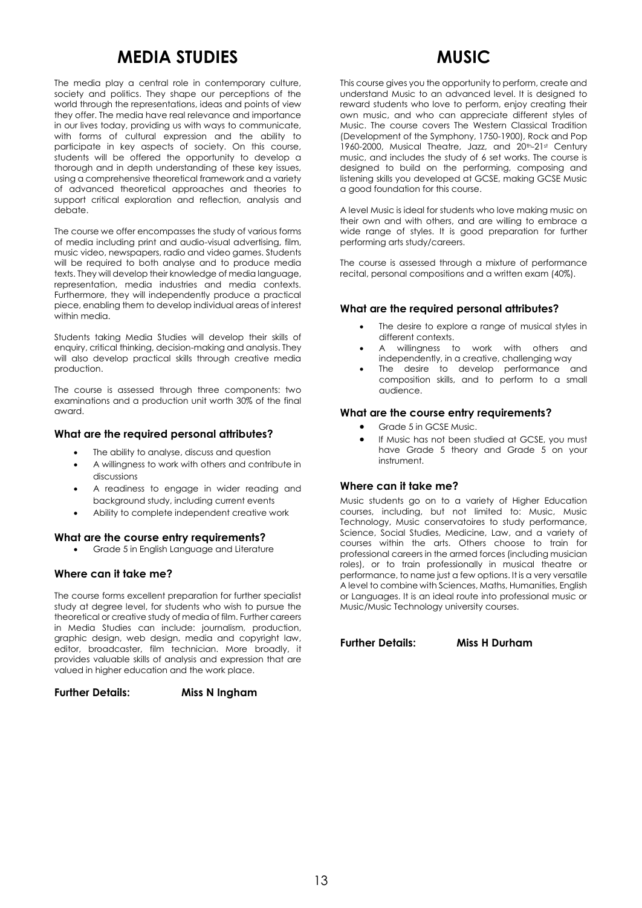# MEDIA STUDIES

The media play a central role in contemporary culture, society and politics. They shape our perceptions of the world through the representations, ideas and points of view they offer. The media have real relevance and importance in our lives today, providing us with ways to communicate, with forms of cultural expression and the ability to participate in key aspects of society. On this course, students will be offered the opportunity to develop a thorough and in depth understanding of these key issues, using a comprehensive theoretical framework and a variety of advanced theoretical approaches and theories to support critical exploration and reflection, analysis and debate.

The course we offer encompasses the study of various forms of media including print and audio-visual advertising, film, music video, newspapers, radio and video games. Students will be required to both analyse and to produce media texts. They will develop their knowledge of media language, representation, media industries and media contexts. Furthermore, they will independently produce a practical piece, enabling them to develop individual areas of interest within media.

Students taking Media Studies will develop their skills of enquiry, critical thinking, decision-making and analysis. They will also develop practical skills through creative media production.

The course is assessed through three components: two examinations and a production unit worth 30% of the final award.

### What are the required personal attributes?

- The ability to analyse, discuss and question
- A willingness to work with others and contribute in discussions
- A readiness to engage in wider reading and background study, including current events
- Ability to complete independent creative work

### What are the course entry requirements?

- Grade 5 in English Language and Literature

### Where can it take me?

The course forms excellent preparation for further specialist study at degree level, for students who wish to pursue the theoretical or creative study of media of film. Further careers in Media Studies can include: journalism, production, graphic design, web design, media and copyright law, editor, broadcaster, film technician. More broadly, it provides valuable skills of analysis and expression that are valued in higher education and the work place.

**Further Details: Miss N Ingham**

# MUSIC

This course gives you the opportunity to perform, create and understand Music to an advanced level. It is designed to reward students who love to perform, enjoy creating their own music, and who can appreciate different styles of Music. The course covers The Western Classical Tradition (Development of the Symphony, 1750-1900), Rock and Pop 1960-2000, Musical Theatre, Jazz, and 20th-21st Century music, and includes the study of 6 set works. The course is designed to build on the performing, composing and listening skills you developed at GCSE, making GCSE Music a good foundation for this course.

A level Music is ideal for students who love making music on their own and with others, and are willing to embrace a wide range of styles. It is good preparation for further performing arts study/careers.

The course is assessed through a mixture of performance recital, personal compositions and a written exam (40%).

### What are the required personal attributes?

- The desire to explore a range of musical styles in different contexts.
- A willingness to work with others and independently, in a creative, challenging way
- The desire to develop performance and composition skills, and to perform to a small audience.

### What are the course entry requirements?

- Grade 5 in GCSE Music.
- If Music has not been studied at GCSE, you must have Grade 5 theory and Grade 5 on your instrument.

### Where can it take me?

Music students go on to a variety of Higher Education courses, including, but not limited to: Music, Music Technology, Music conservatoires to study performance, Science, Social Studies, Medicine, Law, and a variety of courses within the arts. Others choose to train for professional careers in the armed forces (including musician roles), or to train professionally in musical theatre or performance, to name just a few options. It is a very versatile A level to combine with Sciences, Maths, Humanities, English or Languages. It is an ideal route into professional music or Music/Music Technology university courses.

**Further Details: Miss H Durham**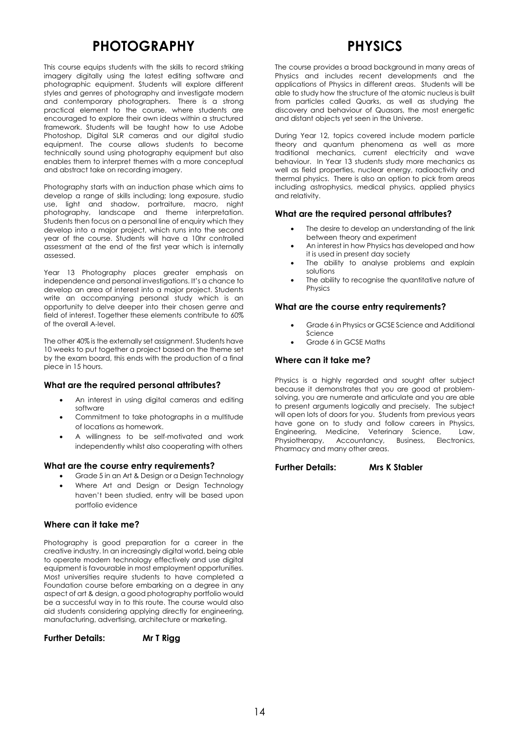# PHOTOGRAPHY

This course equips students with the skills to record striking imagery digitally using the latest editing software and photographic equipment. Students will explore different styles and genres of photography and investigate modern and contemporary photographers. There is a strong practical element to the course, where students are encouraged to explore their own ideas within a structured framework. Students will be taught how to use Adobe Photoshop, Digital SLR cameras and our digital studio equipment. The course allows students to become technically sound using photography equipment but also enables them to interpret themes with a more conceptual and abstract take on recording imagery.

Photography starts with an induction phase which aims to develop a range of skills including; long exposure, studio use, light and shadow, portraiture, macro, night photography, landscape and theme interpretation. Students then focus on a personal line of enquiry which they develop into a major project, which runs into the second year of the course. Students will have a 10hr controlled assessment at the end of the first year which is internally assessed.

Year 13 Photography places greater emphasis on independence and personal investigations. It's a chance to develop an area of interest into a major project. Students write an accompanying personal study which is an opportunity to delve deeper into their chosen genre and field of interest. Together these elements contribute to 60% of the overall A-level.

The other 40% is the externally set assignment. Students have 10 weeks to put together a project based on the theme set by the exam board, this ends with the production of a final piece in 15 hours.

### What are the required personal attributes?

- An interest in using digital cameras and editing software
- Commitment to take photographs in a multitude of locations as homework.
- A willingness to be self-motivated and work independently whilst also cooperating with others

### What are the course entry requirements?

- Grade 5 in an Art & Design or a Design Technology
- Where Art and Design or Design Technology haven't been studied, entry will be based upon portfolio evidence

### Where can it take me?

Photography is good preparation for a career in the creative industry. In an increasingly digital world, being able to operate modern technology effectively and use digital equipment is favourable in most employment opportunities. Most universities require students to have completed a Foundation course before embarking on a degree in any aspect of art & design, a good photography portfolio would be a successful way in to this route. The course would also aid students considering applying directly for engineering, manufacturing, advertising, architecture or marketing.

**Further Details:** **Mr T Rigg**

# PHYSICS

The course provides a broad background in many areas of Physics and includes recent developments and the applications of Physics in different areas. Students will be able to study how the structure of the atomic nucleus is built from particles called Quarks, as well as studying the discovery and behaviour of Quasars, the most energetic and distant objects yet seen in the Universe.

During Year 12, topics covered include modern particle theory and quantum phenomena as well as more traditional mechanics, current electricity and wave behaviour. In Year 13 students study more mechanics as well as field properties, nuclear energy, radioactivity and thermal physics. There is also an option to pick from areas including astrophysics, medical physics, applied physics and relativity.

### What are the required personal attributes?

- The desire to develop an understanding of the link between theory and experiment
- An interest in how Physics has developed and how it is used in present day society
- The ability to analyse problems and explain solutions
- The ability to recognise the quantitative nature of Physics

### What are the course entry requirements?

- Grade 6 in Physics or GCSE Science and Additional Science
- Grade 6 in GCSE Maths

### Where can it take me?

Physics is a highly regarded and sought after subject because it demonstrates that you are good at problem-solving, you are numerate and articulate and you are able to present arguments logically and precisely. The subject will open lots of doors for you. Students from previous years have gone on to study and follow careers in Physics, Engineering, Medicine, Veterinary Science, Law, Physiotherapy, Accountancy, Business, Electronics, Pharmacy and many other areas.

**Further Details:** **Mrs K Stabler**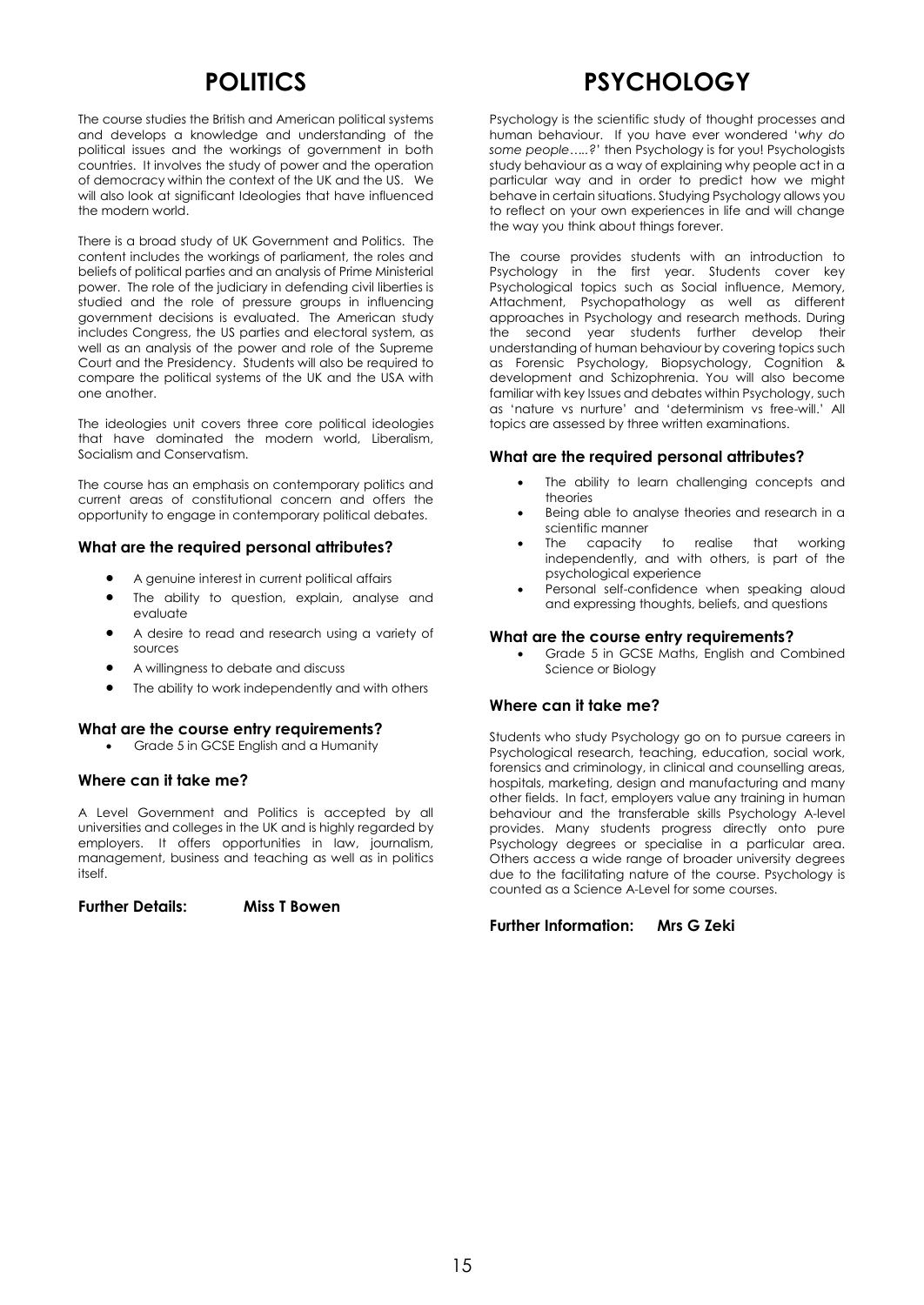# POLITICS

The course studies the British and American political systems and develops a knowledge and understanding of the political issues and the workings of government in both countries. It involves the study of power and the operation of democracy within the context of the UK and the US. We will also look at significant Ideologies that have influenced the modern world.

There is a broad study of UK Government and Politics. The content includes the workings of parliament, the roles and beliefs of political parties and an analysis of Prime Ministerial power. The role of the judiciary in defending civil liberties is studied and the role of pressure groups in influencing government decisions is evaluated. The American study includes Congress, the US parties and electoral system, as well as an analysis of the power and role of the Supreme Court and the Presidency. Students will also be required to compare the political systems of the UK and the USA with one another.

The ideologies unit covers three core political ideologies that have dominated the modern world, Liberalism, Socialism and Conservatism.

The course has an emphasis on contemporary politics and current areas of constitutional concern and offers the opportunity to engage in contemporary political debates.

### What are the required personal attributes?

- A genuine interest in current political affairs
- The ability to question, explain, analyse and evaluate
- A desire to read and research using a variety of sources
- A willingness to debate and discuss
- The ability to work independently and with others

### What are the course entry requirements?

- Grade 5 in GCSE English and a Humanity

### Where can it take me?

A Level Government and Politics is accepted by all universities and colleges in the UK and is highly regarded by employers. It offers opportunities in law, journalism, management, business and teaching as well as in politics itself.

**Further Details: Miss T Bowen**

# PSYCHOLOGY

Psychology is the scientific study of thought processes and human behaviour. If you have ever wondered '*why do some people…..?*' then Psychology is for you! Psychologists study behaviour as a way of explaining why people act in a particular way and in order to predict how we might behave in certain situations. Studying Psychology allows you to reflect on your own experiences in life and will change the way you think about things forever.

The course provides students with an introduction to Psychology in the first year. Students cover key Psychological topics such as Social influence, Memory, Attachment, Psychopathology as well as different approaches in Psychology and research methods. During the second year students further develop their understanding of human behaviour by covering topics such as Forensic Psychology, Biopsychology, Cognition & development and Schizophrenia. You will also become familiar with key Issues and debates within Psychology, such as 'nature vs nurture' and 'determinism vs free-will.' All topics are assessed by three written examinations.

### What are the required personal attributes?

- The ability to learn challenging concepts and theories
- Being able to analyse theories and research in a scientific manner
- The capacity to realise that working independently, and with others, is part of the psychological experience
- Personal self-confidence when speaking aloud and expressing thoughts, beliefs, and questions

### What are the course entry requirements?

- Grade 5 in GCSE Maths, English and Combined Science or Biology

### Where can it take me?

Students who study Psychology go on to pursue careers in Psychological research, teaching, education, social work, forensics and criminology, in clinical and counselling areas, hospitals, marketing, design and manufacturing and many other fields. In fact, employers value any training in human behaviour and the transferable skills Psychology A-level provides. Many students progress directly onto pure Psychology degrees or specialise in a particular area. Others access a wide range of broader university degrees due to the facilitating nature of the course. Psychology is counted as a Science A-Level for some courses.

**Further Information: Mrs G Zeki**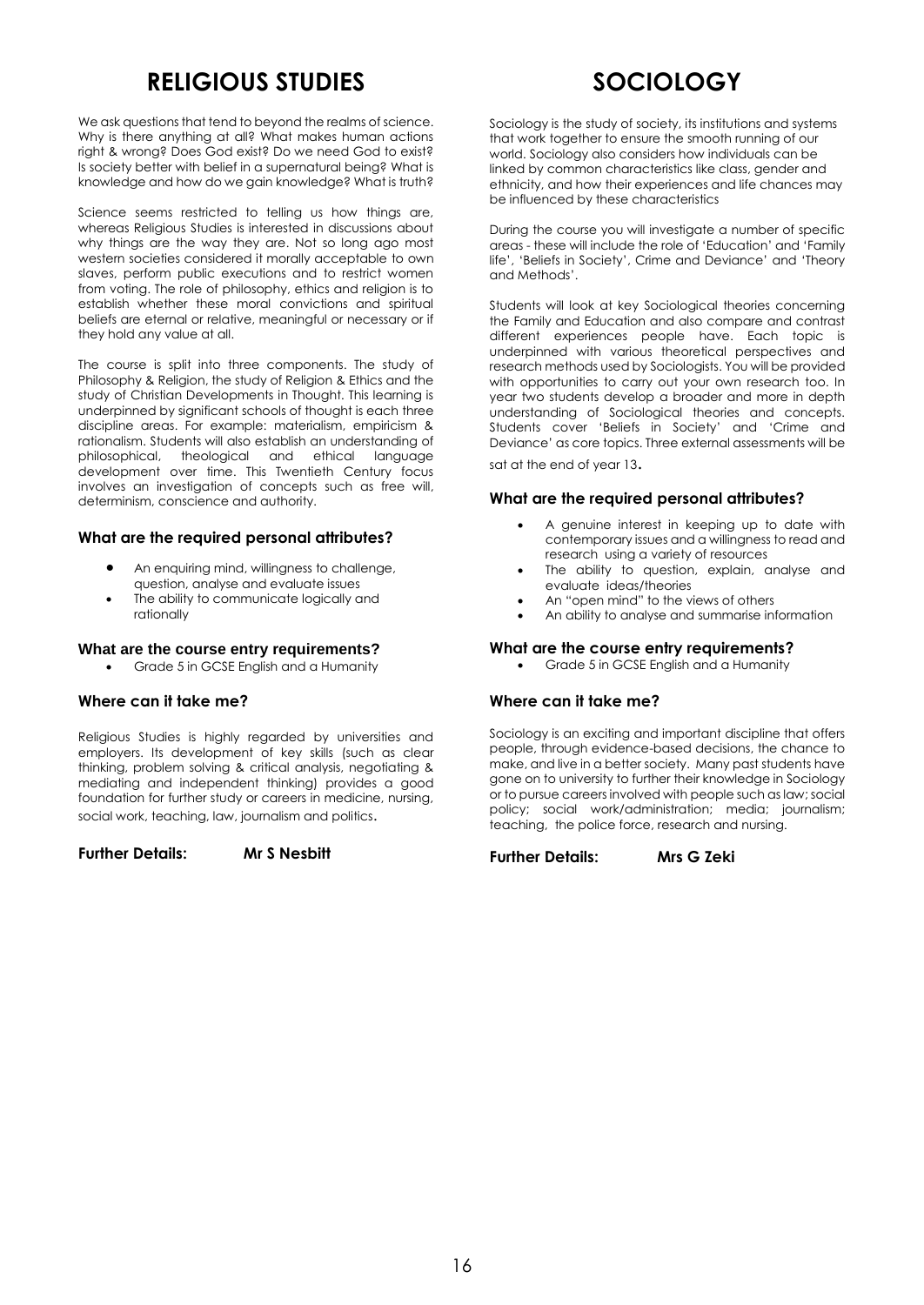# RELIGIOUS STUDIES

We ask questions that tend to beyond the realms of science. Why is there anything at all? What makes human actions right & wrong? Does God exist? Do we need God to exist? Is society better with belief in a supernatural being? What is knowledge and how do we gain knowledge? What is truth?

Science seems restricted to telling us how things are, whereas Religious Studies is interested in discussions about why things are the way they are. Not so long ago most western societies considered it morally acceptable to own slaves, perform public executions and to restrict women from voting. The role of philosophy, ethics and religion is to establish whether these moral convictions and spiritual beliefs are eternal or relative, meaningful or necessary or if they hold any value at all.

The course is split into three components. The study of Philosophy & Religion, the study of Religion & Ethics and the study of Christian Developments in Thought. This learning is underpinned by significant schools of thought is each three discipline areas. For example: materialism, empiricism & rationalism. Students will also establish an understanding of philosophical, theological and ethical language development over time. This Twentieth Century focus involves an investigation of concepts such as free will, determinism, conscience and authority.

### What are the required personal attributes?

- An enquiring mind, willingness to challenge, question, analyse and evaluate issues
- The ability to communicate logically and rationally

### What are the course entry requirements?

- Grade 5 in GCSE English and a Humanity

### Where can it take me?

Religious Studies is highly regarded by universities and employers. Its development of key skills (such as clear thinking, problem solving & critical analysis, negotiating & mediating and independent thinking) provides a good foundation for further study or careers in medicine, nursing, social work, teaching, law, journalism and politics.

**Further Details:** **Mr S Nesbitt**

# SOCIOLOGY

Sociology is the study of society, its institutions and systems that work together to ensure the smooth running of our world. Sociology also considers how individuals can be linked by common characteristics like class, gender and ethnicity, and how their experiences and life chances may be influenced by these characteristics

During the course you will investigate a number of specific areas - these will include the role of 'Education' and 'Family life', 'Beliefs in Society', Crime and Deviance' and 'Theory and Methods'.

Students will look at key Sociological theories concerning the Family and Education and also compare and contrast different experiences people have. Each topic is underpinned with various theoretical perspectives and research methods used by Sociologists. You will be provided with opportunities to carry out your own research too. In year two students develop a broader and more in depth understanding of Sociological theories and concepts. Students cover 'Beliefs in Society' and 'Crime and Deviance' as core topics. Three external assessments will be sat at the end of year 13.

### What are the required personal attributes?

- A genuine interest in keeping up to date with contemporary issues and a willingness to read and research using a variety of resources
- The ability to question, explain, analyse and evaluate ideas/theories
- An "open mind" to the views of others
- An ability to analyse and summarise information

### What are the course entry requirements?

- Grade 5 in GCSE English and a Humanity

### Where can it take me?

Sociology is an exciting and important discipline that offers people, through evidence-based decisions, the chance to make, and live in a better society. Many past students have gone on to university to further their knowledge in Sociology or to pursue careers involved with people such as law; social policy; social work/administration; media; journalism; teaching, the police force, research and nursing.

**Further Details:** **Mrs G Zeki**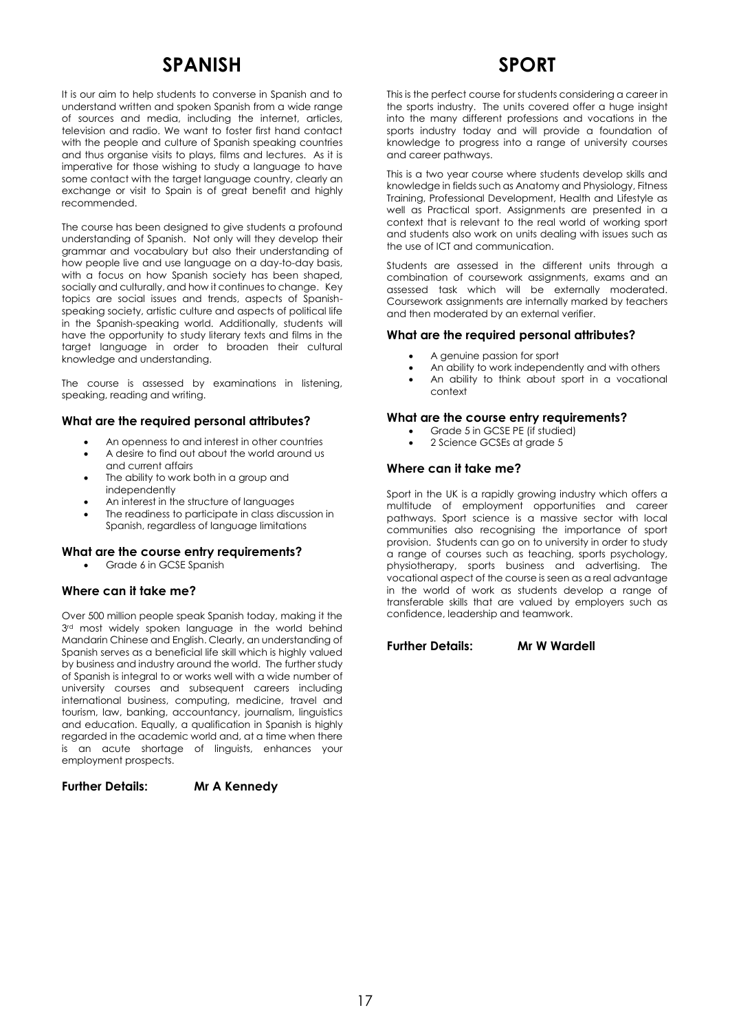# SPANISH

It is our aim to help students to converse in Spanish and to understand written and spoken Spanish from a wide range of sources and media, including the internet, articles, television and radio. We want to foster first hand contact with the people and culture of Spanish speaking countries and thus organise visits to plays, films and lectures. As it is imperative for those wishing to study a language to have some contact with the target language country, clearly an exchange or visit to Spain is of great benefit and highly recommended.

The course has been designed to give students a profound understanding of Spanish. Not only will they develop their grammar and vocabulary but also their understanding of how people live and use language on a day-to-day basis, with a focus on how Spanish society has been shaped, socially and culturally, and how it continues to change. Key topics are social issues and trends, aspects of Spanish-speaking society, artistic culture and aspects of political life in the Spanish-speaking world. Additionally, students will have the opportunity to study literary texts and films in the target language in order to broaden their cultural knowledge and understanding.

The course is assessed by examinations in listening, speaking, reading and writing.

### What are the required personal attributes?

- An openness to and interest in other countries
- A desire to find out about the world around us and current affairs
- The ability to work both in a group and independently
- An interest in the structure of languages
- The readiness to participate in class discussion in Spanish, regardless of language limitations

### What are the course entry requirements?

- Grade 6 in GCSE Spanish

### Where can it take me?

Over 500 million people speak Spanish today, making it the 3rd most widely spoken language in the world behind Mandarin Chinese and English. Clearly, an understanding of Spanish serves as a beneficial life skill which is highly valued by business and industry around the world. The further study of Spanish is integral to or works well with a wide number of university courses and subsequent careers including international business, computing, medicine, travel and tourism, law, banking, accountancy, journalism, linguistics and education. Equally, a qualification in Spanish is highly regarded in the academic world and, at a time when there is an acute shortage of linguists, enhances your employment prospects.

**Further Details: Mr A Kennedy**

# SPORT

This is the perfect course for students considering a career in the sports industry. The units covered offer a huge insight into the many different professions and vocations in the sports industry today and will provide a foundation of knowledge to progress into a range of university courses and career pathways.

This is a two year course where students develop skills and knowledge in fields such as Anatomy and Physiology, Fitness Training, Professional Development, Health and Lifestyle as well as Practical sport. Assignments are presented in a context that is relevant to the real world of working sport and students also work on units dealing with issues such as the use of ICT and communication.

Students are assessed in the different units through a combination of coursework assignments, exams and an assessed task which will be externally moderated. Coursework assignments are internally marked by teachers and then moderated by an external verifier.

### What are the required personal attributes?

- A genuine passion for sport
- An ability to work independently and with others
- An ability to think about sport in a vocational context

### What are the course entry requirements?

- Grade 5 in GCSE PE (if studied)
- 2 Science GCSEs at grade 5

### Where can it take me?

Sport in the UK is a rapidly growing industry which offers a multitude of employment opportunities and career pathways. Sport science is a massive sector with local communities also recognising the importance of sport provision. Students can go on to university in order to study a range of courses such as teaching, sports psychology, physiotherapy, sports business and advertising. The vocational aspect of the course is seen as a real advantage in the world of work as students develop a range of transferable skills that are valued by employers such as confidence, leadership and teamwork.

**Further Details: Mr W Wardell**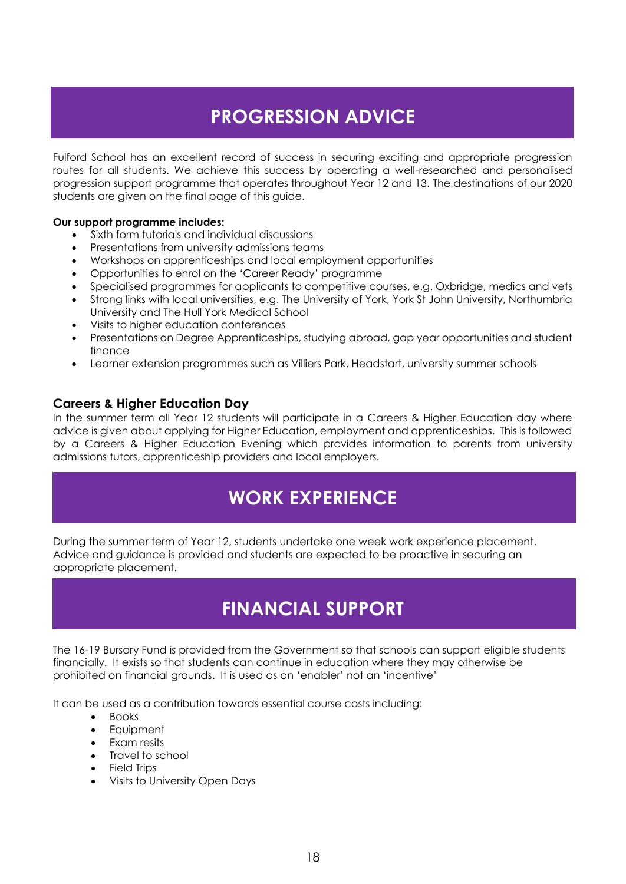# PROGRESSION ADVICE

Fulford School has an excellent record of success in securing exciting and appropriate progression routes for all students. We achieve this success by operating a well-researched and personalised progression support programme that operates throughout Year 12 and 13. The destinations of our 2020 students are given on the final page of this guide.

**Our support programme includes:**

- Sixth form tutorials and individual discussions
- Presentations from university admissions teams
- Workshops on apprenticeships and local employment opportunities
- Opportunities to enrol on the 'Career Ready' programme
- Specialised programmes for applicants to competitive courses, e.g. Oxbridge, medics and vets
- Strong links with local universities, e.g. The University of York, York St John University, Northumbria University and The Hull York Medical School
- Visits to higher education conferences
- Presentations on Degree Apprenticeships, studying abroad, gap year opportunities and student finance
- Learner extension programmes such as Villiers Park, Headstart, university summer schools

### Careers & Higher Education Day

In the summer term all Year 12 students will participate in a Careers & Higher Education day where advice is given about applying for Higher Education, employment and apprenticeships. This is followed by a Careers & Higher Education Evening which provides information to parents from university admissions tutors, apprenticeship providers and local employers.

# WORK EXPERIENCE

During the summer term of Year 12, students undertake one week work experience placement. Advice and guidance is provided and students are expected to be proactive in securing an appropriate placement.

# FINANCIAL SUPPORT

The 16-19 Bursary Fund is provided from the Government so that schools can support eligible students financially. It exists so that students can continue in education where they may otherwise be prohibited on financial grounds. It is used as an 'enabler' not an 'incentive'

It can be used as a contribution towards essential course costs including:

- Books
- Equipment
- Exam resits
- Travel to school
- Field Trips
- Visits to University Open Days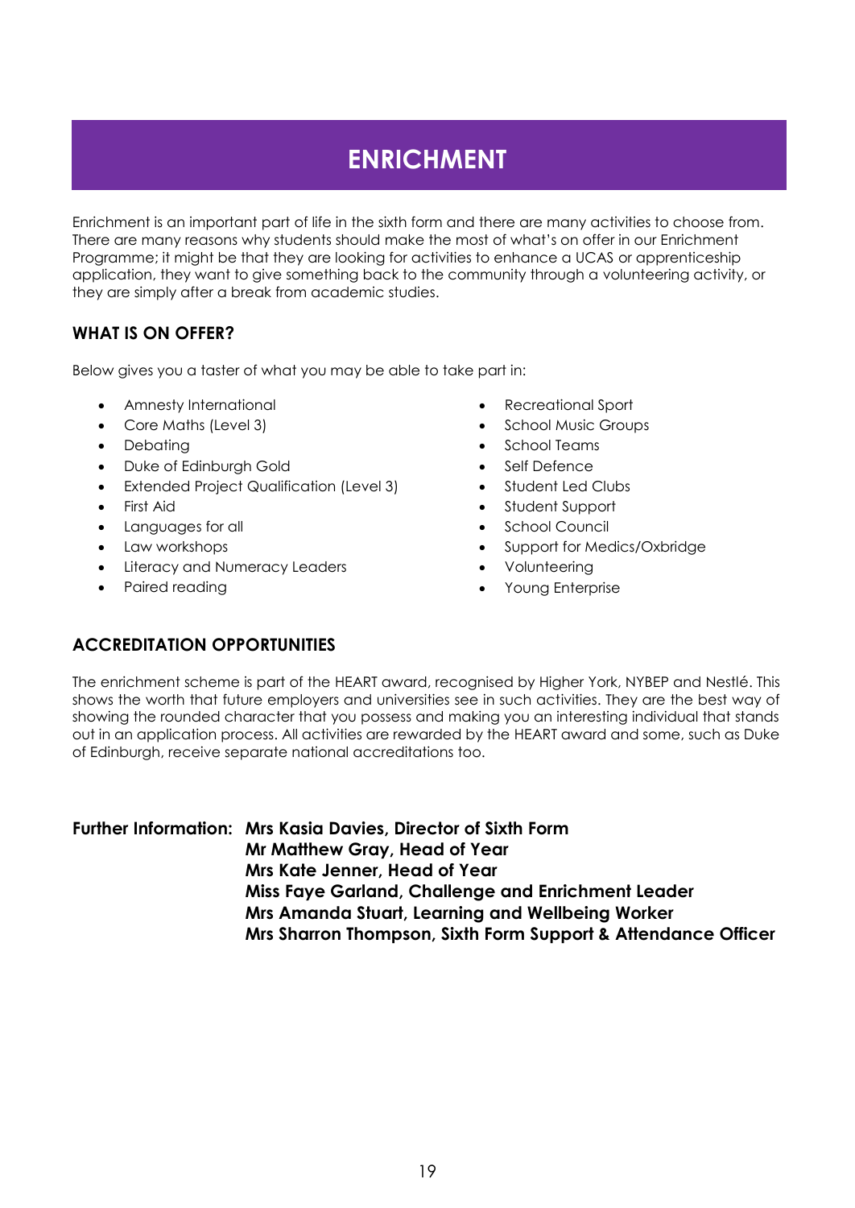# ENRICHMENT

Enrichment is an important part of life in the sixth form and there are many activities to choose from. There are many reasons why students should make the most of what's on offer in our Enrichment Programme; it might be that they are looking for activities to enhance a UCAS or apprenticeship application, they want to give something back to the community through a volunteering activity, or they are simply after a break from academic studies.

## WHAT IS ON OFFER?

Below gives you a taster of what you may be able to take part in:

- Amnesty International
- Core Maths (Level 3)
- Debating
- Duke of Edinburgh Gold
- Extended Project Qualification (Level 3)
- First Aid
- Languages for all
- Law workshops
- Literacy and Numeracy Leaders
- Paired reading
- Recreational Sport
- School Music Groups
- School Teams
- Self Defence
- Student Led Clubs
- Student Support
- School Council
- Support for Medics/Oxbridge
- Volunteering
- Young Enterprise

## ACCREDITATION OPPORTUNITIES

The enrichment scheme is part of the HEART award, recognised by Higher York, NYBEP and Nestlé. This shows the worth that future employers and universities see in such activities. They are the best way of showing the rounded character that you possess and making you an interesting individual that stands out in an application process. All activities are rewarded by the HEART award and some, such as Duke of Edinburgh, receive separate national accreditations too.

**Further Information:** **Mrs Kasia Davies, Director of Sixth Form**
**Mr Matthew Gray, Head of Year**
**Mrs Kate Jenner, Head of Year**
**Miss Faye Garland, Challenge and Enrichment Leader**
**Mrs Amanda Stuart, Learning and Wellbeing Worker**
**Mrs Sharron Thompson, Sixth Form Support & Attendance Officer**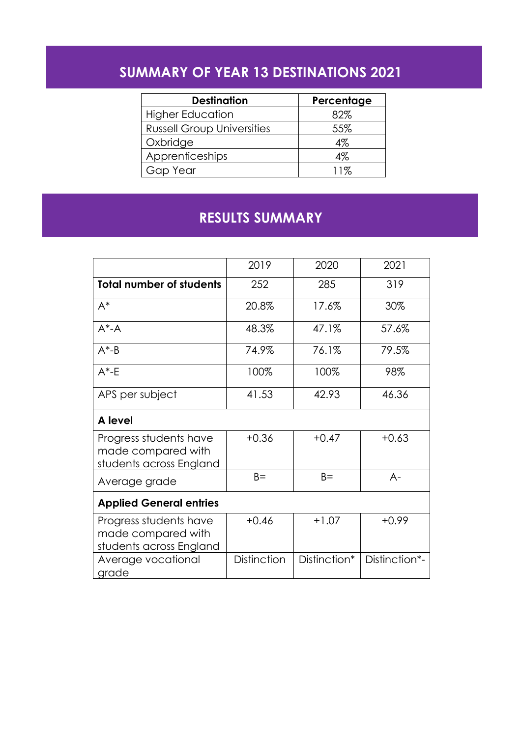## SUMMARY OF YEAR 13 DESTINATIONS 2021

| Destination | Percentage |
|---|---|
| Higher Education | 82% |
| Russell Group Universities | 55% |
| Oxbridge | 4% |
| Apprenticeships | 4% |
| Gap Year | 11% |

## RESULTS SUMMARY

| | 2019 | 2020 | 2021 |
|---|---|---|---|
| **Total number of students** | 252 | 285 | 319 |
| A* | 20.8% | 17.6% | 30% |
| A*-A | 48.3% | 47.1% | 57.6% |
| A*-B | 74.9% | 76.1% | 79.5% |
| A*-E | 100% | 100% | 98% |
| APS per subject | 41.53 | 42.93 | 46.36 |
| **A level** | | | |
| Progress students have made compared with students across England | +0.36 | +0.47 | +0.63 |
| Average grade | B= | B= | A- |
| **Applied General entries** | | | |
| Progress students have made compared with students across England | +0.46 | +1.07 | +0.99 |
| Average vocational grade | Distinction | Distinction* | Distinction*- |